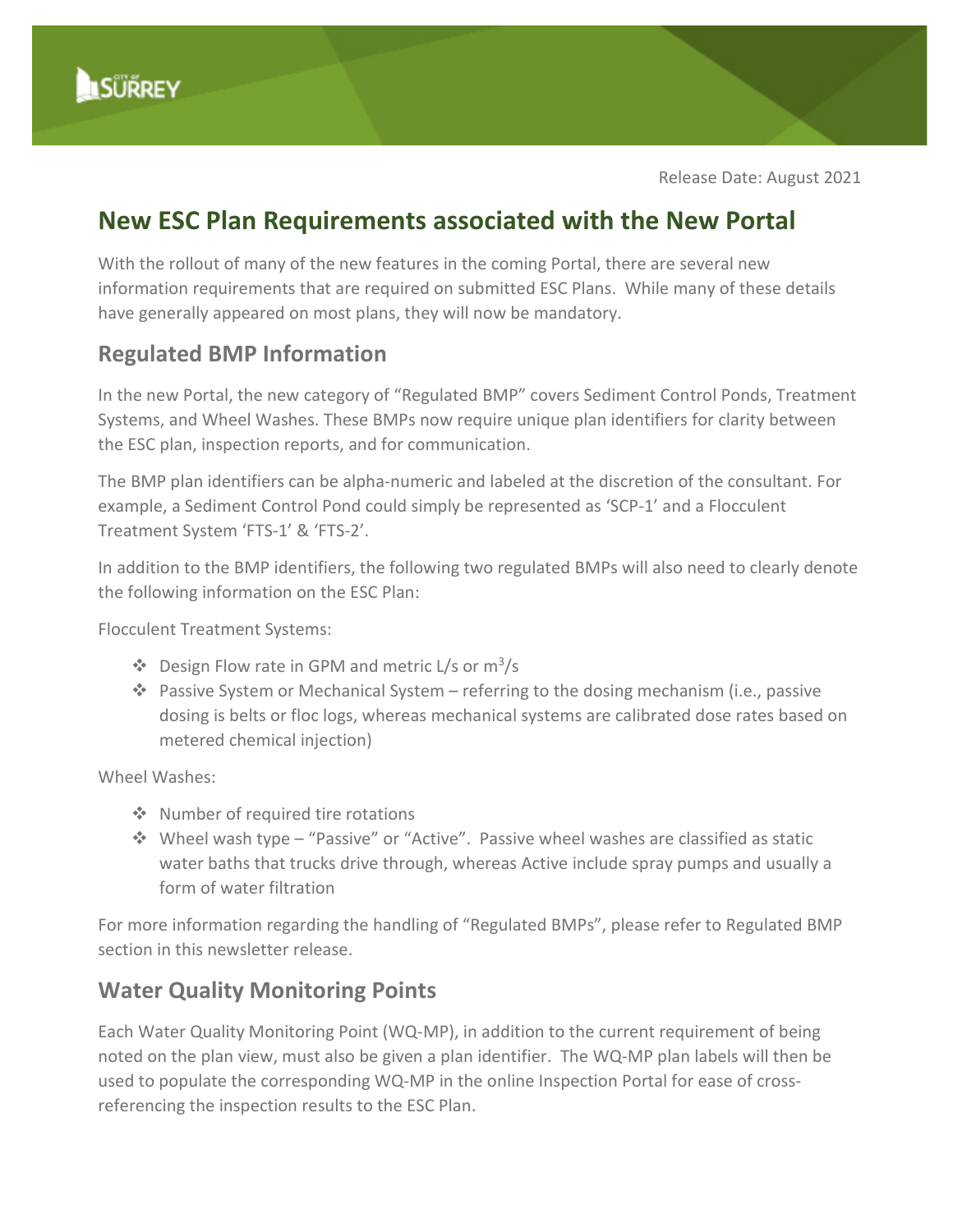Release Date: August 2021

# New ESC Plan Requirements associated with the New Portal

With the rollout of many of the new features in the coming Portal, there are several new information requirements that are required on submitted ESC Plans. While many of these details have generally appeared on most plans, they will now be mandatory.

## Regulated BMP Information

In the new Portal, the new category of "Regulated BMP" covers Sediment Control Ponds, Treatment Systems, and Wheel Washes. These BMPs now require unique plan identifiers for clarity between the ESC plan, inspection reports, and for communication.

The BMP plan identifiers can be alpha-numeric and labeled at the discretion of the consultant. For example, a Sediment Control Pond could simply be represented as 'SCP-1' and a Flocculent Treatment System 'FTS-1' & 'FTS-2'.

In addition to the BMP identifiers, the following two regulated BMPs will also need to clearly denote the following information on the ESC Plan:

Flocculent Treatment Systems:

- Design Flow rate in GPM and metric L/s or $m^3/s$
- Passive System or Mechanical System – referring to the dosing mechanism (i.e., passive dosing is belts or floc logs, whereas mechanical systems are calibrated dose rates based on metered chemical injection)

Wheel Washes:

- Number of required tire rotations
- Wheel wash type – "Passive" or "Active". Passive wheel washes are classified as static water baths that trucks drive through, whereas Active include spray pumps and usually a form of water filtration

For more information regarding the handling of "Regulated BMPs", please refer to Regulated BMP section in this newsletter release.

## Water Quality Monitoring Points

Each Water Quality Monitoring Point (WQ-MP), in addition to the current requirement of being noted on the plan view, must also be given a plan identifier. The WQ-MP plan labels will then be used to populate the corresponding WQ-MP in the online Inspection Portal for ease of cross-referencing the inspection results to the ESC Plan.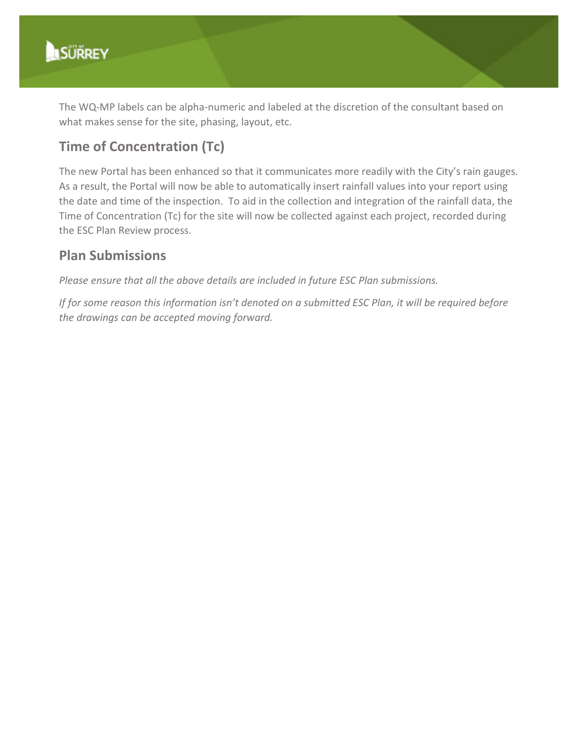The WQ-MP labels can be alpha-numeric and labeled at the discretion of the consultant based on what makes sense for the site, phasing, layout, etc.

## Time of Concentration (Tc)

The new Portal has been enhanced so that it communicates more readily with the City's rain gauges. As a result, the Portal will now be able to automatically insert rainfall values into your report using the date and time of the inspection. To aid in the collection and integration of the rainfall data, the Time of Concentration (Tc) for the site will now be collected against each project, recorded during the ESC Plan Review process.

## Plan Submissions

*Please ensure that all the above details are included in future ESC Plan submissions.*

*If for some reason this information isn't denoted on a submitted ESC Plan, it will be required before the drawings can be accepted moving forward.*